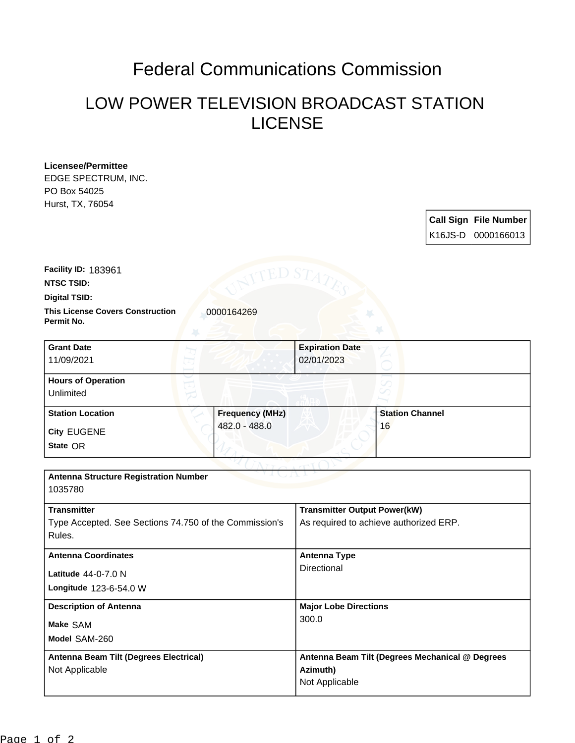# Federal Communications Commission

## LOW POWER TELEVISION BROADCAST STATION LICENSE

**Licensee/Permittee**
EDGE SPECTRUM, INC.
PO Box 54025
Hurst, TX, 76054

| Call Sign | File Number |
| --- | --- |
| K16JS-D | 0000166013 |

**Facility ID:** 183961

**NTSC TSID:**

**Digital TSID:**

**This License Covers Construction Permit No.** 0000164269

| Grant Date | Expiration Date |
| --- | --- |
| 11/09/2021 | 02/01/2023 |

**Hours of Operation**
Unlimited

| Station Location | Frequency (MHz) | Station Channel |
| --- | --- | --- |
| City EUGENE<br>State OR | 482.0 - 488.0 | 16 |

**Antenna Structure Registration Number**
1035780

| Transmitter | Transmitter Output Power(kW) |
| --- | --- |
| Type Accepted. See Sections 74.750 of the Commission's Rules. | As required to achieve authorized ERP. |

| Antenna Coordinates | Antenna Type |
| --- | --- |
| Latitude 44-0-7.0 N<br>Longitude 123-6-54.0 W | Directional |

| Description of Antenna | Major Lobe Directions |
| --- | --- |
| Make SAM<br>Model SAM-260 | 300.0 |

| Antenna Beam Tilt (Degrees Electrical) | Antenna Beam Tilt (Degrees Mechanical @ Degrees Azimuth) |
| --- | --- |
| Not Applicable | Not Applicable |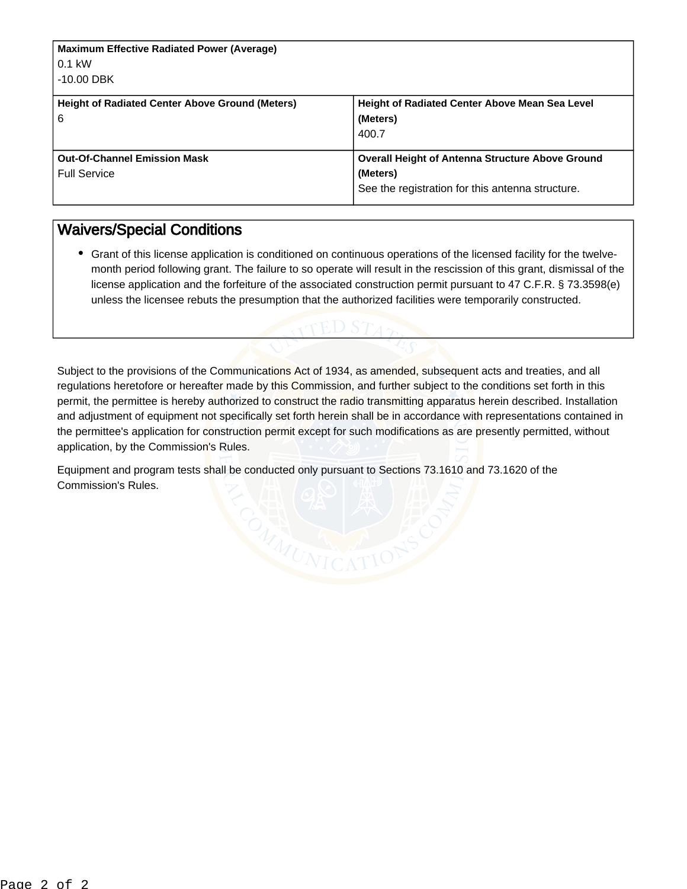| | |
|---|---|
| **Maximum Effective Radiated Power (Average)**<br>0.1 kW<br>-10.00 DBK | |
| **Height of Radiated Center Above Ground (Meters)**<br>6 | **Height of Radiated Center Above Mean Sea Level (Meters)**<br>400.7 |
| **Out-Of-Channel Emission Mask**<br>Full Service | **Overall Height of Antenna Structure Above Ground (Meters)**<br>See the registration for this antenna structure. |

## Waivers/Special Conditions

- Grant of this license application is conditioned on continuous operations of the licensed facility for the twelve-month period following grant. The failure to so operate will result in the rescission of this grant, dismissal of the license application and the forfeiture of the associated construction permit pursuant to 47 C.F.R. § 73.3598(e) unless the licensee rebuts the presumption that the authorized facilities were temporarily constructed.

Subject to the provisions of the Communications Act of 1934, as amended, subsequent acts and treaties, and all regulations heretofore or hereafter made by this Commission, and further subject to the conditions set forth in this permit, the permittee is hereby authorized to construct the radio transmitting apparatus herein described. Installation and adjustment of equipment not specifically set forth herein shall be in accordance with representations contained in the permittee's application for construction permit except for such modifications as are presently permitted, without application, by the Commission's Rules.

Equipment and program tests shall be conducted only pursuant to Sections 73.1610 and 73.1620 of the Commission's Rules.